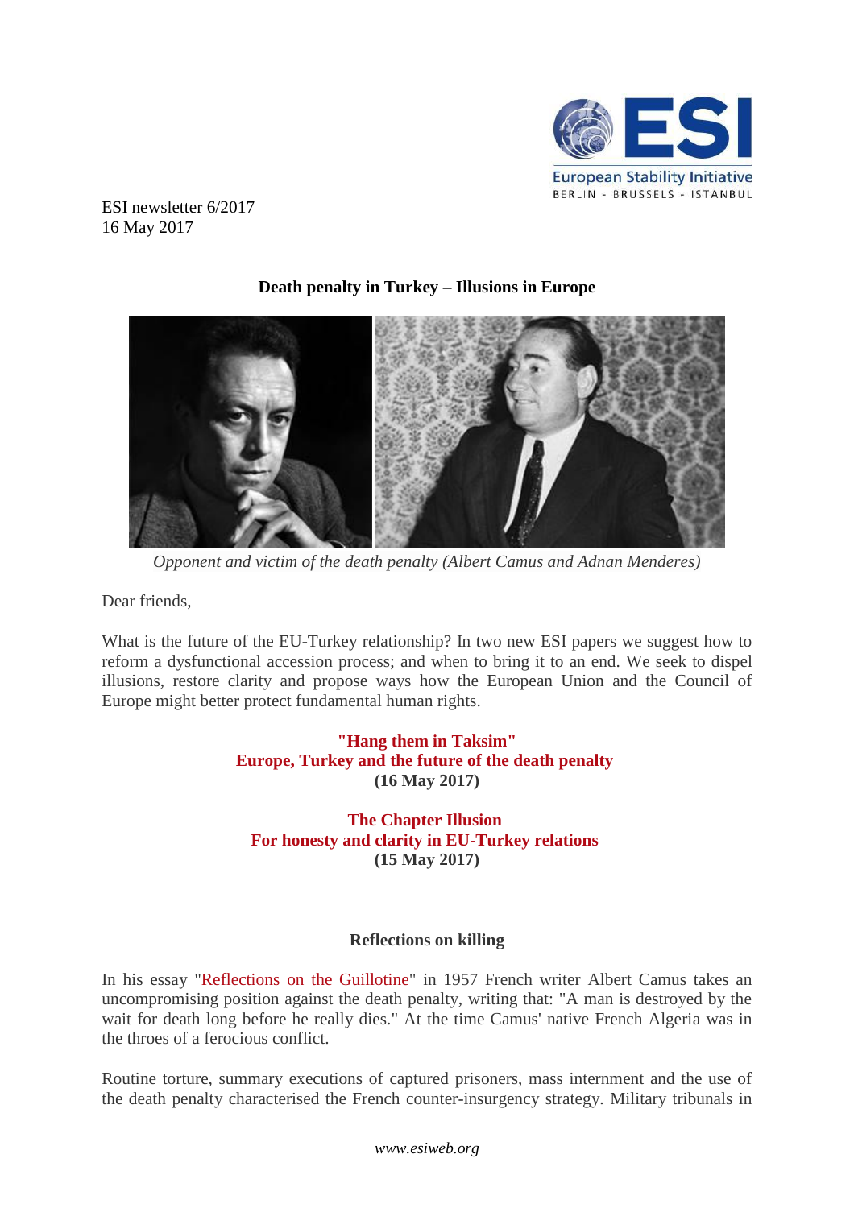ESI newsletter 6/2017
16 May 2017

**Death penalty in Turkey – Illusions in Europe**

*Opponent and victim of the death penalty (Albert Camus and Adnan Menderes)*

Dear friends,

What is the future of the EU-Turkey relationship? In two new ESI papers we suggest how to reform a dysfunctional accession process; and when to bring it to an end. We seek to dispel illusions, restore clarity and propose ways how the European Union and the Council of Europe might better protect fundamental human rights.

**"Hang them in Taksim"**
**Europe, Turkey and the future of the death penalty**
**(16 May 2017)**

**The Chapter Illusion**
**For honesty and clarity in EU-Turkey relations**
**(15 May 2017)**

**Reflections on killing**

In his essay "Reflections on the Guillotine" in 1957 French writer Albert Camus takes an uncompromising position against the death penalty, writing that: "A man is destroyed by the wait for death long before he really dies." At the time Camus' native French Algeria was in the throes of a ferocious conflict.

Routine torture, summary executions of captured prisoners, mass internment and the use of the death penalty characterised the French counter-insurgency strategy. Military tribunals in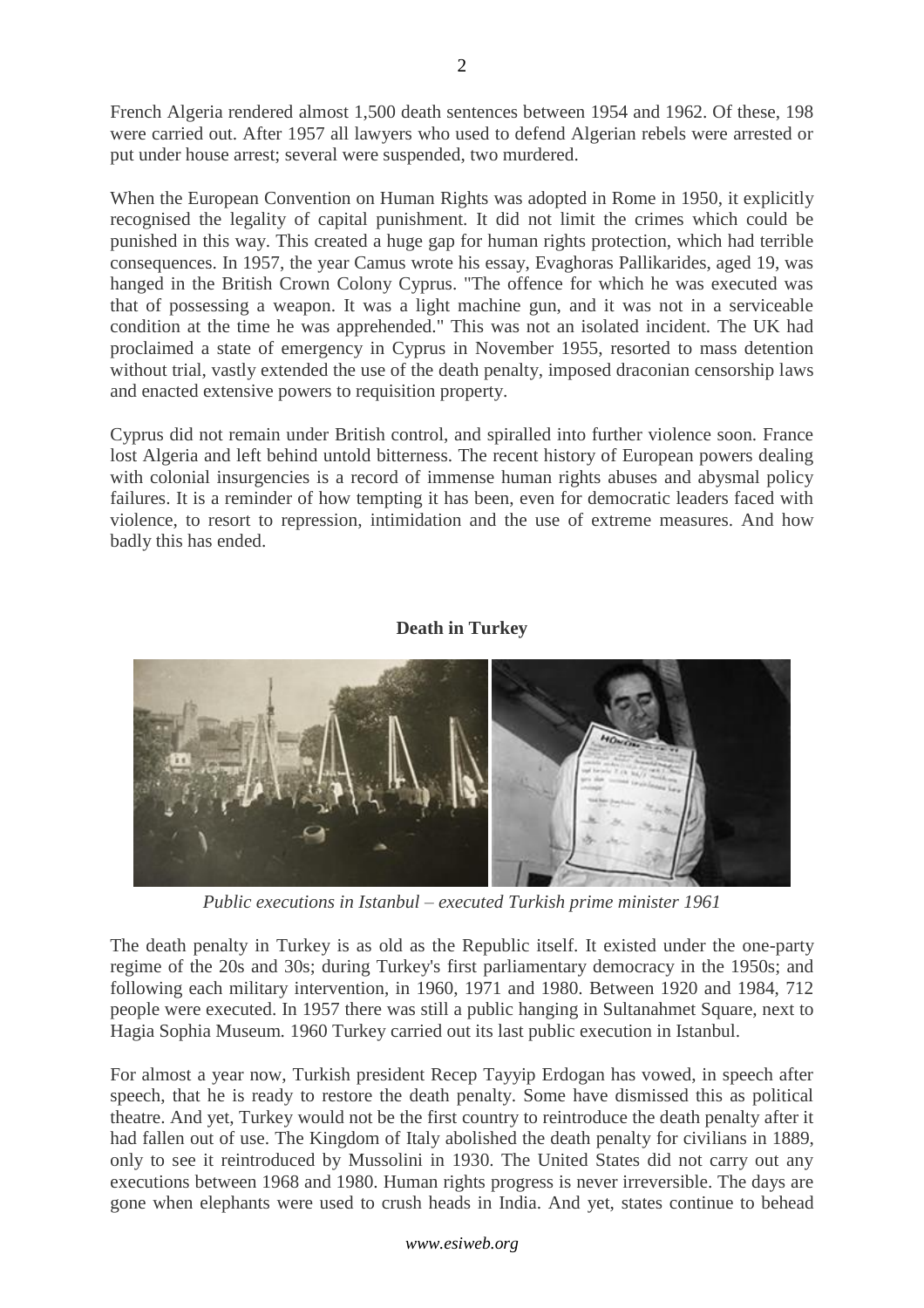French Algeria rendered almost 1,500 death sentences between 1954 and 1962. Of these, 198 were carried out. After 1957 all lawyers who used to defend Algerian rebels were arrested or put under house arrest; several were suspended, two murdered.

When the European Convention on Human Rights was adopted in Rome in 1950, it explicitly recognised the legality of capital punishment. It did not limit the crimes which could be punished in this way. This created a huge gap for human rights protection, which had terrible consequences. In 1957, the year Camus wrote his essay, Evaghoras Pallikarides, aged 19, was hanged in the British Crown Colony Cyprus. "The offence for which he was executed was that of possessing a weapon. It was a light machine gun, and it was not in a serviceable condition at the time he was apprehended." This was not an isolated incident. The UK had proclaimed a state of emergency in Cyprus in November 1955, resorted to mass detention without trial, vastly extended the use of the death penalty, imposed draconian censorship laws and enacted extensive powers to requisition property.

Cyprus did not remain under British control, and spiralled into further violence soon. France lost Algeria and left behind untold bitterness. The recent history of European powers dealing with colonial insurgencies is a record of immense human rights abuses and abysmal policy failures. It is a reminder of how tempting it has been, even for democratic leaders faced with violence, to resort to repression, intimidation and the use of extreme measures. And how badly this has ended.

## Death in Turkey

*Public executions in Istanbul – executed Turkish prime minister 1961*

The death penalty in Turkey is as old as the Republic itself. It existed under the one-party regime of the 20s and 30s; during Turkey's first parliamentary democracy in the 1950s; and following each military intervention, in 1960, 1971 and 1980. Between 1920 and 1984, 712 people were executed. In 1957 there was still a public hanging in Sultanahmet Square, next to Hagia Sophia Museum. 1960 Turkey carried out its last public execution in Istanbul.

For almost a year now, Turkish president Recep Tayyip Erdogan has vowed, in speech after speech, that he is ready to restore the death penalty. Some have dismissed this as political theatre. And yet, Turkey would not be the first country to reintroduce the death penalty after it had fallen out of use. The Kingdom of Italy abolished the death penalty for civilians in 1889, only to see it reintroduced by Mussolini in 1930. The United States did not carry out any executions between 1968 and 1980. Human rights progress is never irreversible. The days are gone when elephants were used to crush heads in India. And yet, states continue to behead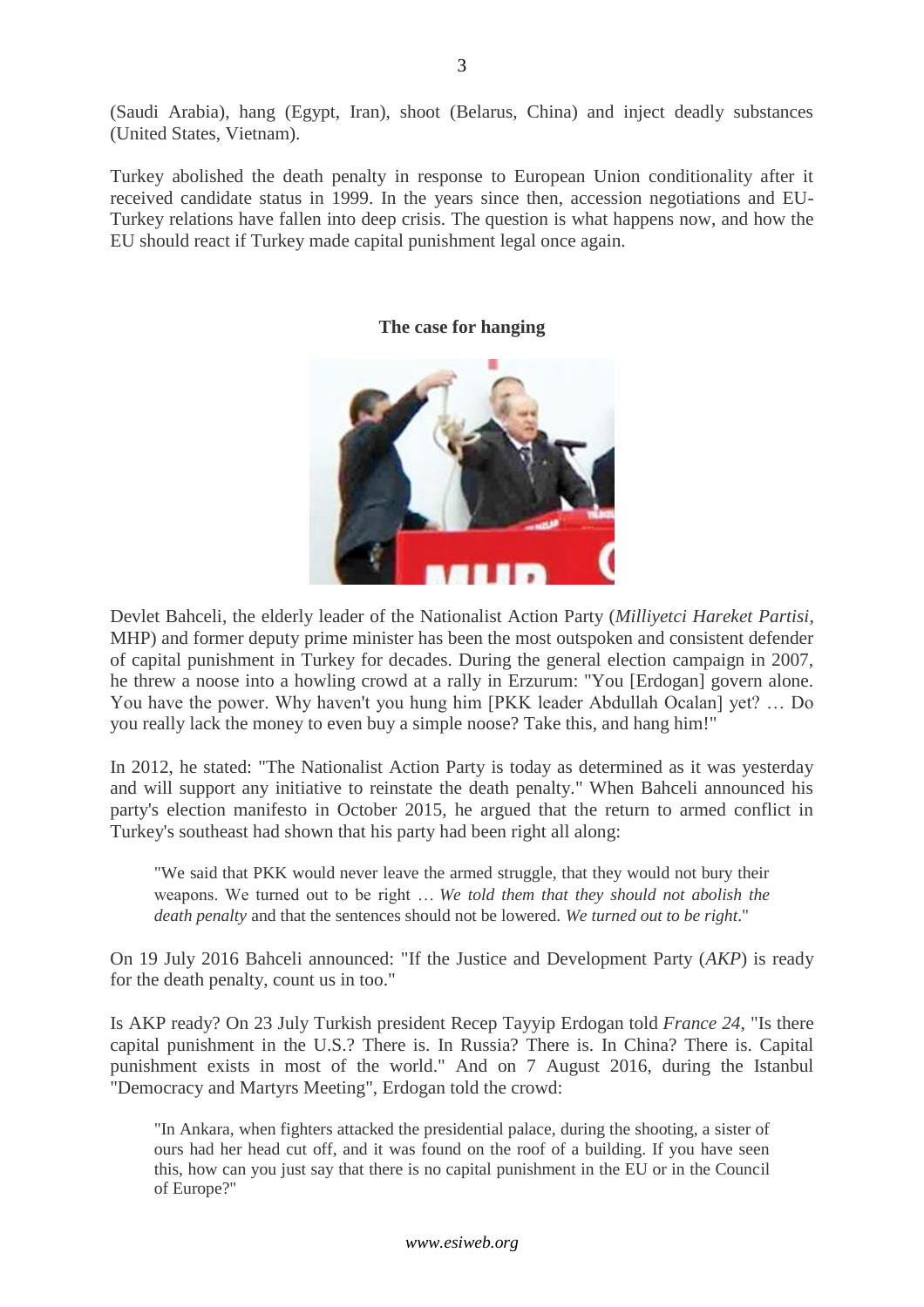(Saudi Arabia), hang (Egypt, Iran), shoot (Belarus, China) and inject deadly substances (United States, Vietnam).

Turkey abolished the death penalty in response to European Union conditionality after it received candidate status in 1999. In the years since then, accession negotiations and EU-Turkey relations have fallen into deep crisis. The question is what happens now, and how the EU should react if Turkey made capital punishment legal once again.

## The case for hanging

Devlet Bahceli, the elderly leader of the Nationalist Action Party (*Milliyetci Hareket Partisi*, MHP) and former deputy prime minister has been the most outspoken and consistent defender of capital punishment in Turkey for decades. During the general election campaign in 2007, he threw a noose into a howling crowd at a rally in Erzurum: "You [Erdogan] govern alone. You have the power. Why haven't you hung him [PKK leader Abdullah Ocalan] yet? … Do you really lack the money to even buy a simple noose? Take this, and hang him!"

In 2012, he stated: "The Nationalist Action Party is today as determined as it was yesterday and will support any initiative to reinstate the death penalty." When Bahceli announced his party's election manifesto in October 2015, he argued that the return to armed conflict in Turkey's southeast had shown that his party had been right all along:

> "We said that PKK would never leave the armed struggle, that they would not bury their weapons. We turned out to be right … *We told them that they should not abolish the death penalty* and that the sentences should not be lowered. *We turned out to be right*."

On 19 July 2016 Bahceli announced: "If the Justice and Development Party (*AKP*) is ready for the death penalty, count us in too."

Is AKP ready? On 23 July Turkish president Recep Tayyip Erdogan told *France 24*, "Is there capital punishment in the U.S.? There is. In Russia? There is. In China? There is. Capital punishment exists in most of the world." And on 7 August 2016, during the Istanbul "Democracy and Martyrs Meeting", Erdogan told the crowd:

> "In Ankara, when fighters attacked the presidential palace, during the shooting, a sister of ours had her head cut off, and it was found on the roof of a building. If you have seen this, how can you just say that there is no capital punishment in the EU or in the Council of Europe?"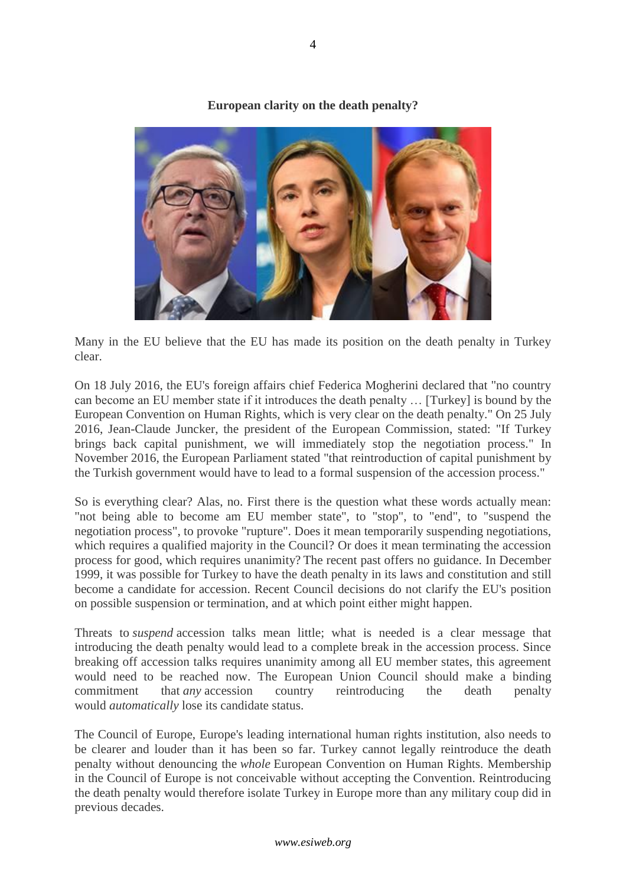**European clarity on the death penalty?**

Many in the EU believe that the EU has made its position on the death penalty in Turkey clear.

On 18 July 2016, the EU's foreign affairs chief Federica Mogherini declared that "no country can become an EU member state if it introduces the death penalty … [Turkey] is bound by the European Convention on Human Rights, which is very clear on the death penalty." On 25 July 2016, Jean-Claude Juncker, the president of the European Commission, stated: "If Turkey brings back capital punishment, we will immediately stop the negotiation process." In November 2016, the European Parliament stated "that reintroduction of capital punishment by the Turkish government would have to lead to a formal suspension of the accession process."

So is everything clear? Alas, no. First there is the question what these words actually mean: "not being able to become am EU member state", to "stop", to "end", to "suspend the negotiation process", to provoke "rupture". Does it mean temporarily suspending negotiations, which requires a qualified majority in the Council? Or does it mean terminating the accession process for good, which requires unanimity? The recent past offers no guidance. In December 1999, it was possible for Turkey to have the death penalty in its laws and constitution and still become a candidate for accession. Recent Council decisions do not clarify the EU's position on possible suspension or termination, and at which point either might happen.

Threats to *suspend* accession talks mean little; what is needed is a clear message that introducing the death penalty would lead to a complete break in the accession process. Since breaking off accession talks requires unanimity among all EU member states, this agreement would need to be reached now. The European Union Council should make a binding commitment that *any* accession country reintroducing the death penalty would *automatically* lose its candidate status.

The Council of Europe, Europe's leading international human rights institution, also needs to be clearer and louder than it has been so far. Turkey cannot legally reintroduce the death penalty without denouncing the *whole* European Convention on Human Rights. Membership in the Council of Europe is not conceivable without accepting the Convention. Reintroducing the death penalty would therefore isolate Turkey in Europe more than any military coup did in previous decades.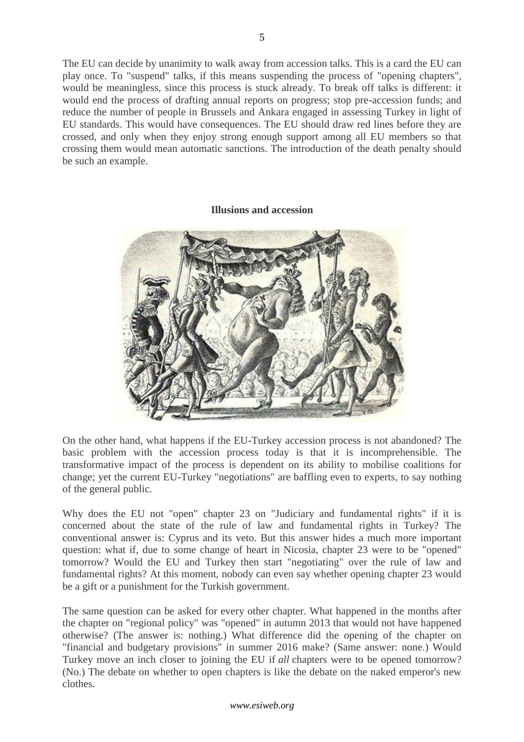The EU can decide by unanimity to walk away from accession talks. This is a card the EU can play once. To "suspend" talks, if this means suspending the process of "opening chapters", would be meaningless, since this process is stuck already. To break off talks is different: it would end the process of drafting annual reports on progress; stop pre-accession funds; and reduce the number of people in Brussels and Ankara engaged in assessing Turkey in light of EU standards. This would have consequences. The EU should draw red lines before they are crossed, and only when they enjoy strong enough support among all EU members so that crossing them would mean automatic sanctions. The introduction of the death penalty should be such an example.

## Illusions and accession

On the other hand, what happens if the EU-Turkey accession process is not abandoned? The basic problem with the accession process today is that it is incomprehensible. The transformative impact of the process is dependent on its ability to mobilise coalitions for change; yet the current EU-Turkey "negotiations" are baffling even to experts, to say nothing of the general public.

Why does the EU not "open" chapter 23 on "Judiciary and fundamental rights" if it is concerned about the state of the rule of law and fundamental rights in Turkey? The conventional answer is: Cyprus and its veto. But this answer hides a much more important question: what if, due to some change of heart in Nicosia, chapter 23 were to be "opened" tomorrow? Would the EU and Turkey then start "negotiating" over the rule of law and fundamental rights? At this moment, nobody can even say whether opening chapter 23 would be a gift or a punishment for the Turkish government.

The same question can be asked for every other chapter. What happened in the months after the chapter on "regional policy" was "opened" in autumn 2013 that would not have happened otherwise? (The answer is: nothing.) What difference did the opening of the chapter on "financial and budgetary provisions" in summer 2016 make? (Same answer: none.) Would Turkey move an inch closer to joining the EU if *all* chapters were to be opened tomorrow? (No.) The debate on whether to open chapters is like the debate on the naked emperor's new clothes.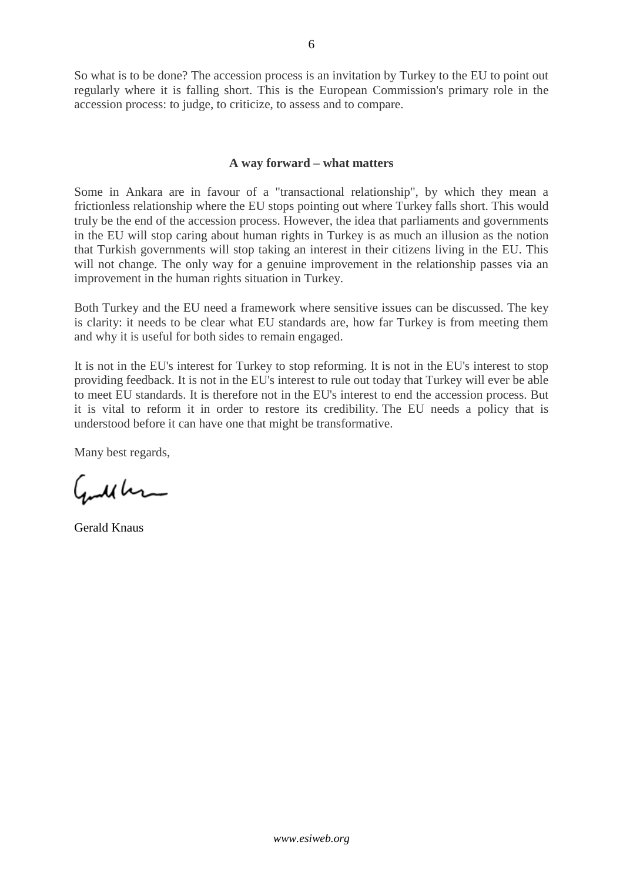So what is to be done? The accession process is an invitation by Turkey to the EU to point out regularly where it is falling short. This is the European Commission's primary role in the accession process: to judge, to criticize, to assess and to compare.

**A way forward – what matters**

Some in Ankara are in favour of a "transactional relationship", by which they mean a frictionless relationship where the EU stops pointing out where Turkey falls short. This would truly be the end of the accession process. However, the idea that parliaments and governments in the EU will stop caring about human rights in Turkey is as much an illusion as the notion that Turkish governments will stop taking an interest in their citizens living in the EU. This will not change. The only way for a genuine improvement in the relationship passes via an improvement in the human rights situation in Turkey.

Both Turkey and the EU need a framework where sensitive issues can be discussed. The key is clarity: it needs to be clear what EU standards are, how far Turkey is from meeting them and why it is useful for both sides to remain engaged.

It is not in the EU's interest for Turkey to stop reforming. It is not in the EU's interest to stop providing feedback. It is not in the EU's interest to rule out today that Turkey will ever be able to meet EU standards. It is therefore not in the EU's interest to end the accession process. But it is vital to reform it in order to restore its credibility. The EU needs a policy that is understood before it can have one that might be transformative.

Many best regards,

Gerald Knaus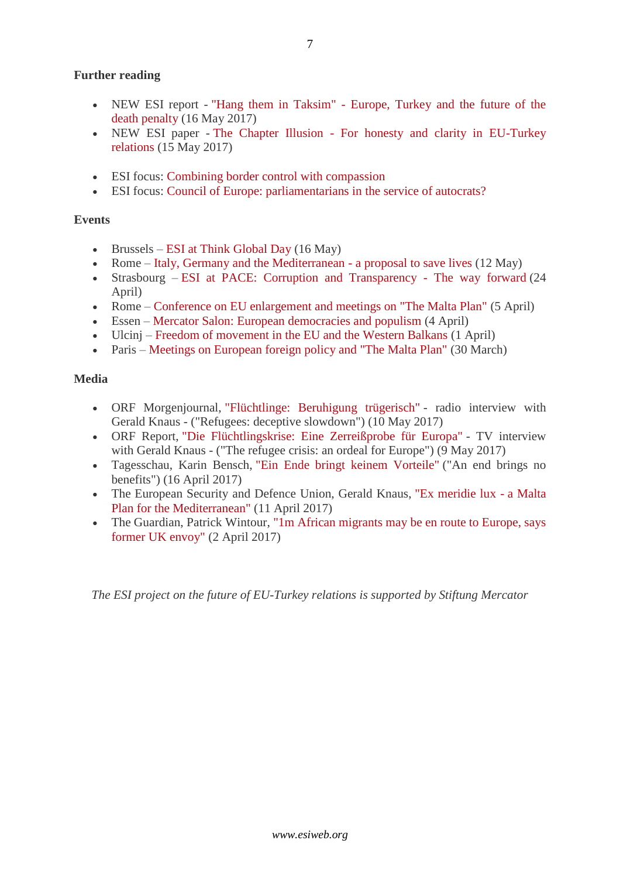**Further reading**

- NEW ESI report - "Hang them in Taksim" - Europe, Turkey and the future of the death penalty (16 May 2017)
- NEW ESI paper - The Chapter Illusion - For honesty and clarity in EU-Turkey relations (15 May 2017)

- ESI focus: Combining border control with compassion
- ESI focus: Council of Europe: parliamentarians in the service of autocrats?

**Events**

- Brussels – ESI at Think Global Day (16 May)
- Rome – Italy, Germany and the Mediterranean - a proposal to save lives (12 May)
- Strasbourg – ESI at PACE: Corruption and Transparency - The way forward (24 April)
- Rome – Conference on EU enlargement and meetings on "The Malta Plan" (5 April)
- Essen – Mercator Salon: European democracies and populism (4 April)
- Ulcinj – Freedom of movement in the EU and the Western Balkans (1 April)
- Paris – Meetings on European foreign policy and "The Malta Plan" (30 March)

**Media**

- ORF Morgenjournal, "Flüchtlinge: Beruhigung trügerisch" - radio interview with Gerald Knaus - ("Refugees: deceptive slowdown") (10 May 2017)
- ORF Report, "Die Flüchtlingskrise: Eine Zerreißprobe für Europa" - TV interview with Gerald Knaus - ("The refugee crisis: an ordeal for Europe") (9 May 2017)
- Tagesschau, Karin Bensch, "Ein Ende bringt keinem Vorteile" ("An end brings no benefits") (16 April 2017)
- The European Security and Defence Union, Gerald Knaus, "Ex meridie lux - a Malta Plan for the Mediterranean" (11 April 2017)
- The Guardian, Patrick Wintour, "1m African migrants may be en route to Europe, says former UK envoy" (2 April 2017)

*The ESI project on the future of EU-Turkey relations is supported by Stiftung Mercator*